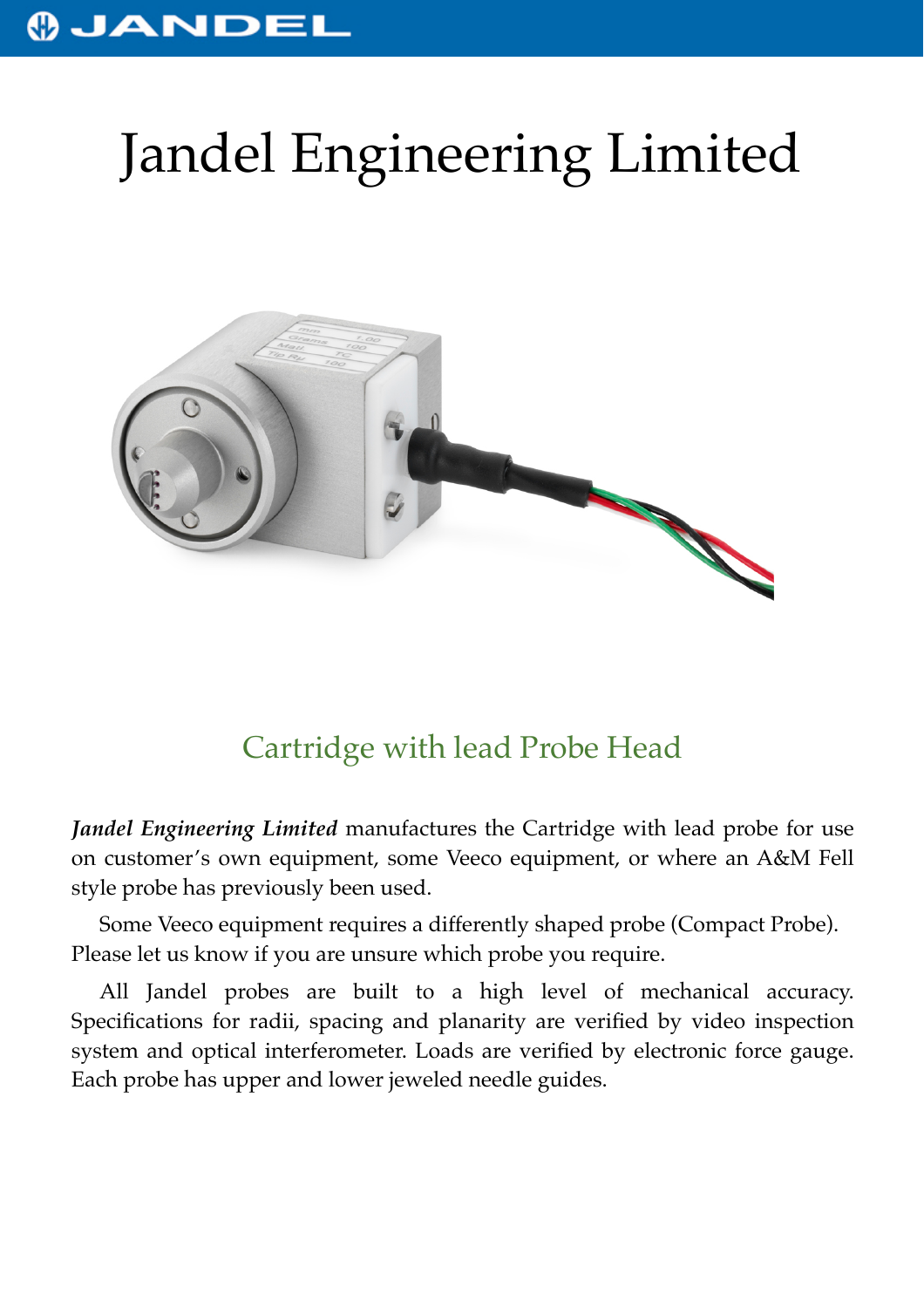# Jandel Engineering Limited

## Cartridge with lead Probe Head

***Jandel Engineering Limited*** manufactures the Cartridge with lead probe for use on customer's own equipment, some Veeco equipment, or where an A&M Fell style probe has previously been used.

Some Veeco equipment requires a differently shaped probe (Compact Probe). Please let us know if you are unsure which probe you require.

All Jandel probes are built to a high level of mechanical accuracy. Specifications for radii, spacing and planarity are verified by video inspection system and optical interferometer. Loads are verified by electronic force gauge. Each probe has upper and lower jeweled needle guides.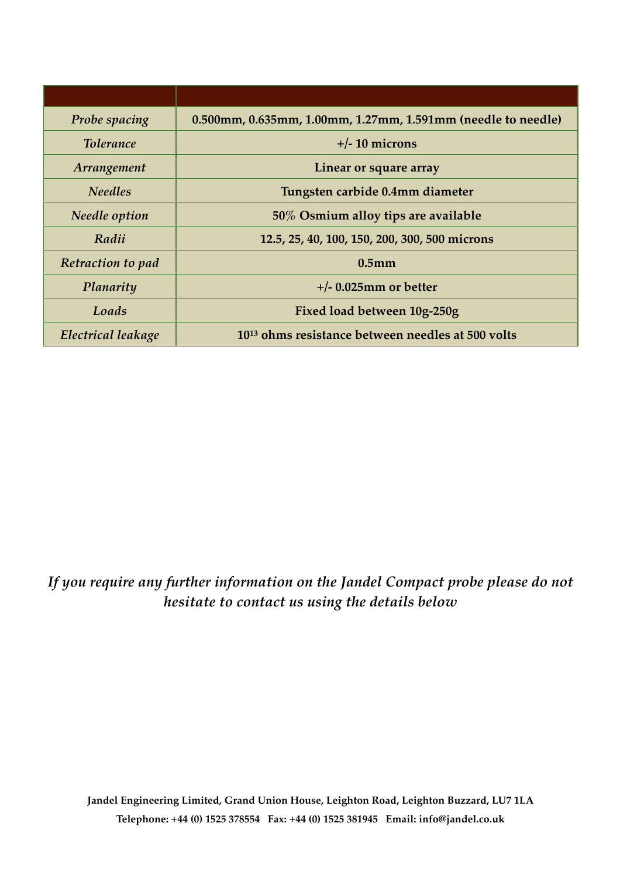| | |
|---|---|
| *Probe spacing* | **0.500mm, 0.635mm, 1.00mm, 1.27mm, 1.591mm (needle to needle)** |
| *Tolerance* | **+/- 10 microns** |
| *Arrangement* | **Linear or square array** |
| *Needles* | **Tungsten carbide 0.4mm diameter** |
| *Needle option* | **50% Osmium alloy tips are available** |
| *Radii* | **12.5, 25, 40, 100, 150, 200, 300, 500 microns** |
| *Retraction to pad* | **0.5mm** |
| *Planarity* | **+/- 0.025mm or better** |
| *Loads* | **Fixed load between 10g-250g** |
| *Electrical leakage* | **$10^{13}$ ohms resistance between needles at 500 volts** |

*If you require any further information on the Jandel Compact probe please do not hesitate to contact us using the details below*

**Jandel Engineering Limited, Grand Union House, Leighton Road, Leighton Buzzard, LU7 1LA**

**Telephone: +44 (0) 1525 378554 Fax: +44 (0) 1525 381945 Email: info@jandel.co.uk**